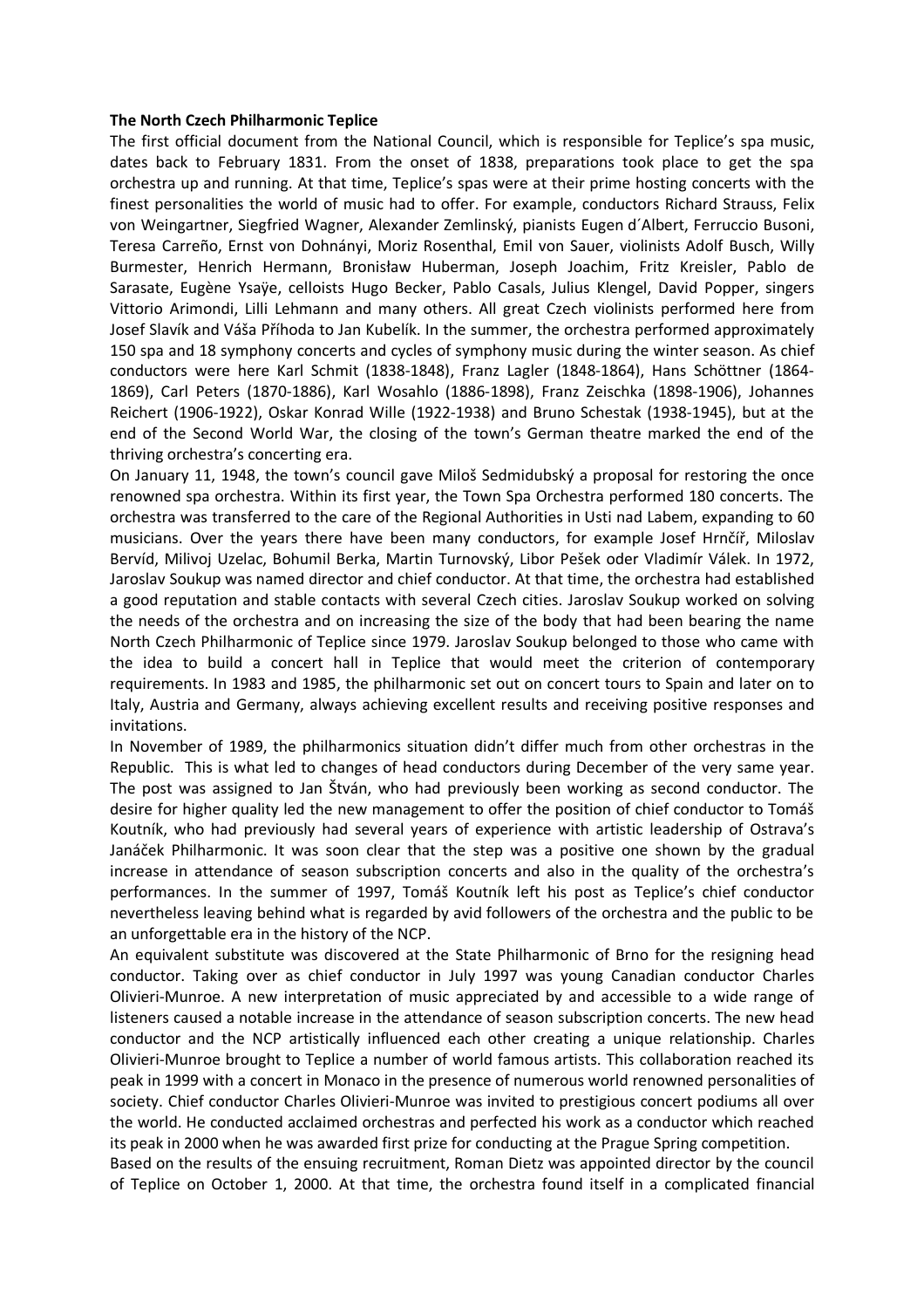**The North Czech Philharmonic Teplice**

The first official document from the National Council, which is responsible for Teplice's spa music, dates back to February 1831. From the onset of 1838, preparations took place to get the spa orchestra up and running. At that time, Teplice's spas were at their prime hosting concerts with the finest personalities the world of music had to offer. For example, conductors Richard Strauss, Felix von Weingartner, Siegfried Wagner, Alexander Zemlinský, pianists Eugen d´Albert, Ferruccio Busoni, Teresa Carreño, Ernst von Dohnányi, Moriz Rosenthal, Emil von Sauer, violinists Adolf Busch, Willy Burmester, Henrich Hermann, Bronisław Huberman, Joseph Joachim, Fritz Kreisler, Pablo de Sarasate, Eugène Ysaÿe, celloists Hugo Becker, Pablo Casals, Julius Klengel, David Popper, singers Vittorio Arimondi, Lilli Lehmann and many others. All great Czech violinists performed here from Josef Slavík and Váša Příhoda to Jan Kubelík. In the summer, the orchestra performed approximately 150 spa and 18 symphony concerts and cycles of symphony music during the winter season. As chief conductors were here Karl Schmit (1838-1848), Franz Lagler (1848-1864), Hans Schöttner (1864-1869), Carl Peters (1870-1886), Karl Wosahlo (1886-1898), Franz Zeischka (1898-1906), Johannes Reichert (1906-1922), Oskar Konrad Wille (1922-1938) and Bruno Schestak (1938-1945), but at the end of the Second World War, the closing of the town's German theatre marked the end of the thriving orchestra's concerting era.

On January 11, 1948, the town's council gave Miloš Sedmidubský a proposal for restoring the once renowned spa orchestra. Within its first year, the Town Spa Orchestra performed 180 concerts. The orchestra was transferred to the care of the Regional Authorities in Usti nad Labem, expanding to 60 musicians. Over the years there have been many conductors, for example Josef Hrnčíř, Miloslav Bervíd, Milivoj Uzelac, Bohumil Berka, Martin Turnovský, Libor Pešek oder Vladimír Válek. In 1972, Jaroslav Soukup was named director and chief conductor. At that time, the orchestra had established a good reputation and stable contacts with several Czech cities. Jaroslav Soukup worked on solving the needs of the orchestra and on increasing the size of the body that had been bearing the name North Czech Philharmonic of Teplice since 1979. Jaroslav Soukup belonged to those who came with the idea to build a concert hall in Teplice that would meet the criterion of contemporary requirements. In 1983 and 1985, the philharmonic set out on concert tours to Spain and later on to Italy, Austria and Germany, always achieving excellent results and receiving positive responses and invitations.

In November of 1989, the philharmonics situation didn't differ much from other orchestras in the Republic. This is what led to changes of head conductors during December of the very same year. The post was assigned to Jan Štván, who had previously been working as second conductor. The desire for higher quality led the new management to offer the position of chief conductor to Tomáš Koutník, who had previously had several years of experience with artistic leadership of Ostrava's Janáček Philharmonic. It was soon clear that the step was a positive one shown by the gradual increase in attendance of season subscription concerts and also in the quality of the orchestra's performances. In the summer of 1997, Tomáš Koutník left his post as Teplice's chief conductor nevertheless leaving behind what is regarded by avid followers of the orchestra and the public to be an unforgettable era in the history of the NCP.

An equivalent substitute was discovered at the State Philharmonic of Brno for the resigning head conductor. Taking over as chief conductor in July 1997 was young Canadian conductor Charles Olivieri-Munroe. A new interpretation of music appreciated by and accessible to a wide range of listeners caused a notable increase in the attendance of season subscription concerts. The new head conductor and the NCP artistically influenced each other creating a unique relationship. Charles Olivieri-Munroe brought to Teplice a number of world famous artists. This collaboration reached its peak in 1999 with a concert in Monaco in the presence of numerous world renowned personalities of society. Chief conductor Charles Olivieri-Munroe was invited to prestigious concert podiums all over the world. He conducted acclaimed orchestras and perfected his work as a conductor which reached its peak in 2000 when he was awarded first prize for conducting at the Prague Spring competition.

Based on the results of the ensuing recruitment, Roman Dietz was appointed director by the council of Teplice on October 1, 2000. At that time, the orchestra found itself in a complicated financial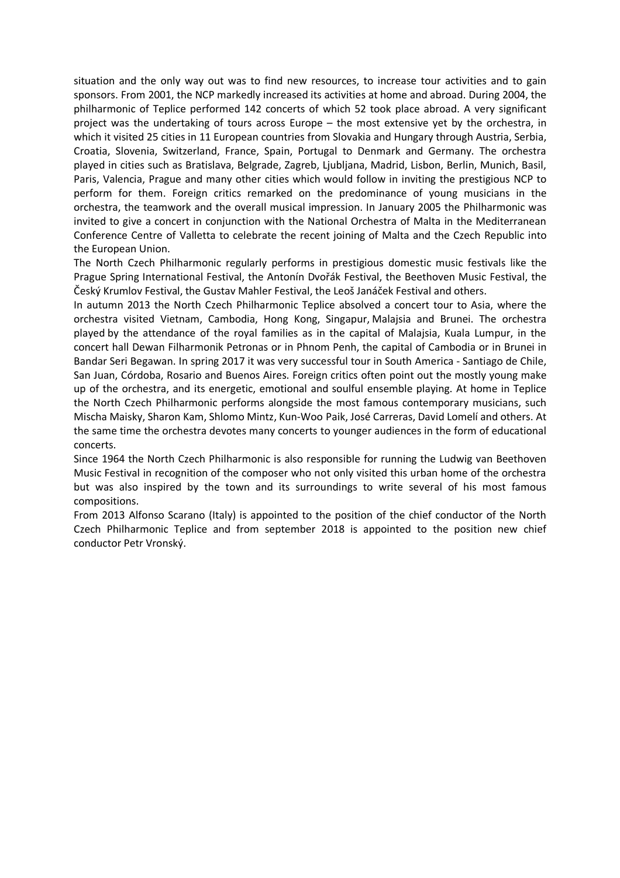situation and the only way out was to find new resources, to increase tour activities and to gain sponsors. From 2001, the NCP markedly increased its activities at home and abroad. During 2004, the philharmonic of Teplice performed 142 concerts of which 52 took place abroad. A very significant project was the undertaking of tours across Europe – the most extensive yet by the orchestra, in which it visited 25 cities in 11 European countries from Slovakia and Hungary through Austria, Serbia, Croatia, Slovenia, Switzerland, France, Spain, Portugal to Denmark and Germany. The orchestra played in cities such as Bratislava, Belgrade, Zagreb, Ljubljana, Madrid, Lisbon, Berlin, Munich, Basil, Paris, Valencia, Prague and many other cities which would follow in inviting the prestigious NCP to perform for them. Foreign critics remarked on the predominance of young musicians in the orchestra, the teamwork and the overall musical impression. In January 2005 the Philharmonic was invited to give a concert in conjunction with the National Orchestra of Malta in the Mediterranean Conference Centre of Valletta to celebrate the recent joining of Malta and the Czech Republic into the European Union.

The North Czech Philharmonic regularly performs in prestigious domestic music festivals like the Prague Spring International Festival, the Antonín Dvořák Festival, the Beethoven Music Festival, the Český Krumlov Festival, the Gustav Mahler Festival, the Leoš Janáček Festival and others.

In autumn 2013 the North Czech Philharmonic Teplice absolved a concert tour to Asia, where the orchestra visited Vietnam, Cambodia, Hong Kong, Singapur, Malajsia and Brunei. The orchestra played by the attendance of the royal families as in the capital of Malajsia, Kuala Lumpur, in the concert hall Dewan Filharmonik Petronas or in Phnom Penh, the capital of Cambodia or in Brunei in Bandar Seri Begawan. In spring 2017 it was very successful tour in South America - Santiago de Chile, San Juan, Córdoba, Rosario and Buenos Aires. Foreign critics often point out the mostly young make up of the orchestra, and its energetic, emotional and soulful ensemble playing. At home in Teplice the North Czech Philharmonic performs alongside the most famous contemporary musicians, such Mischa Maisky, Sharon Kam, Shlomo Mintz, Kun-Woo Paik, José Carreras, David Lomelí and others. At the same time the orchestra devotes many concerts to younger audiences in the form of educational concerts.

Since 1964 the North Czech Philharmonic is also responsible for running the Ludwig van Beethoven Music Festival in recognition of the composer who not only visited this urban home of the orchestra but was also inspired by the town and its surroundings to write several of his most famous compositions.

From 2013 Alfonso Scarano (Italy) is appointed to the position of the chief conductor of the North Czech Philharmonic Teplice and from september 2018 is appointed to the position new chief conductor Petr Vronský.